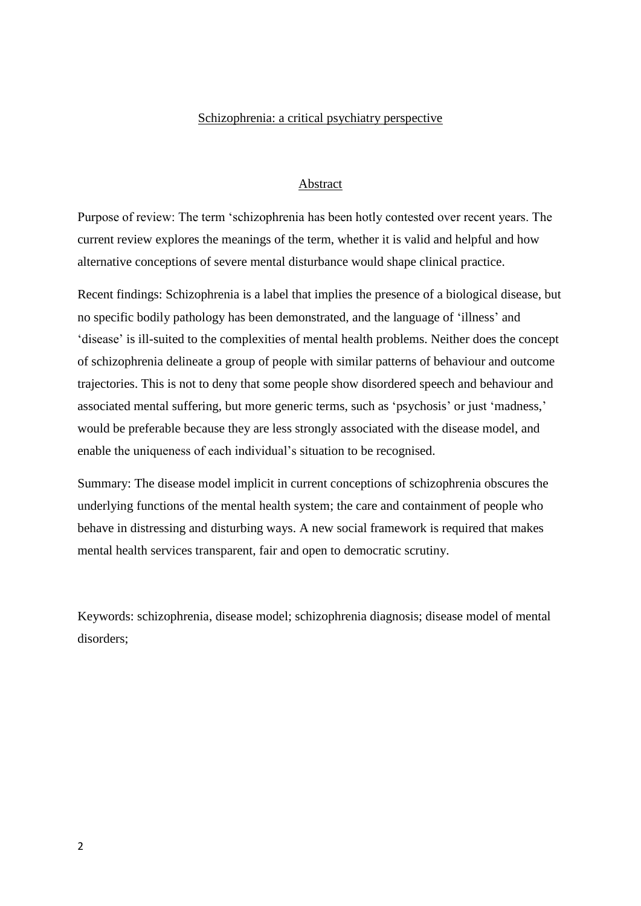# Schizophrenia: a critical psychiatry perspective

## Abstract

Purpose of review: The term 'schizophrenia has been hotly contested over recent years. The current review explores the meanings of the term, whether it is valid and helpful and how alternative conceptions of severe mental disturbance would shape clinical practice.

Recent findings: Schizophrenia is a label that implies the presence of a biological disease, but no specific bodily pathology has been demonstrated, and the language of 'illness' and 'disease' is ill-suited to the complexities of mental health problems. Neither does the concept of schizophrenia delineate a group of people with similar patterns of behaviour and outcome trajectories. This is not to deny that some people show disordered speech and behaviour and associated mental suffering, but more generic terms, such as 'psychosis' or just 'madness,' would be preferable because they are less strongly associated with the disease model, and enable the uniqueness of each individual's situation to be recognised.

Summary: The disease model implicit in current conceptions of schizophrenia obscures the underlying functions of the mental health system; the care and containment of people who behave in distressing and disturbing ways. A new social framework is required that makes mental health services transparent, fair and open to democratic scrutiny.

Keywords: schizophrenia, disease model; schizophrenia diagnosis; disease model of mental disorders;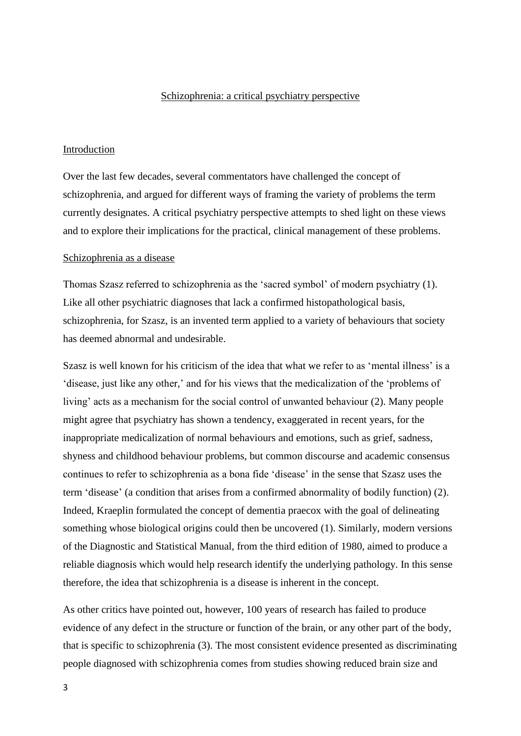## Schizophrenia: a critical psychiatry perspective

### Introduction

Over the last few decades, several commentators have challenged the concept of schizophrenia, and argued for different ways of framing the variety of problems the term currently designates. A critical psychiatry perspective attempts to shed light on these views and to explore their implications for the practical, clinical management of these problems.

### Schizophrenia as a disease

Thomas Szasz referred to schizophrenia as the 'sacred symbol' of modern psychiatry (1). Like all other psychiatric diagnoses that lack a confirmed histopathological basis, schizophrenia, for Szasz, is an invented term applied to a variety of behaviours that society has deemed abnormal and undesirable.

Szasz is well known for his criticism of the idea that what we refer to as 'mental illness' is a 'disease, just like any other,' and for his views that the medicalization of the 'problems of living' acts as a mechanism for the social control of unwanted behaviour (2). Many people might agree that psychiatry has shown a tendency, exaggerated in recent years, for the inappropriate medicalization of normal behaviours and emotions, such as grief, sadness, shyness and childhood behaviour problems, but common discourse and academic consensus continues to refer to schizophrenia as a bona fide 'disease' in the sense that Szasz uses the term 'disease' (a condition that arises from a confirmed abnormality of bodily function) (2). Indeed, Kraeplin formulated the concept of dementia praecox with the goal of delineating something whose biological origins could then be uncovered (1). Similarly, modern versions of the Diagnostic and Statistical Manual, from the third edition of 1980, aimed to produce a reliable diagnosis which would help research identify the underlying pathology. In this sense therefore, the idea that schizophrenia is a disease is inherent in the concept.

As other critics have pointed out, however, 100 years of research has failed to produce evidence of any defect in the structure or function of the brain, or any other part of the body, that is specific to schizophrenia (3). The most consistent evidence presented as discriminating people diagnosed with schizophrenia comes from studies showing reduced brain size and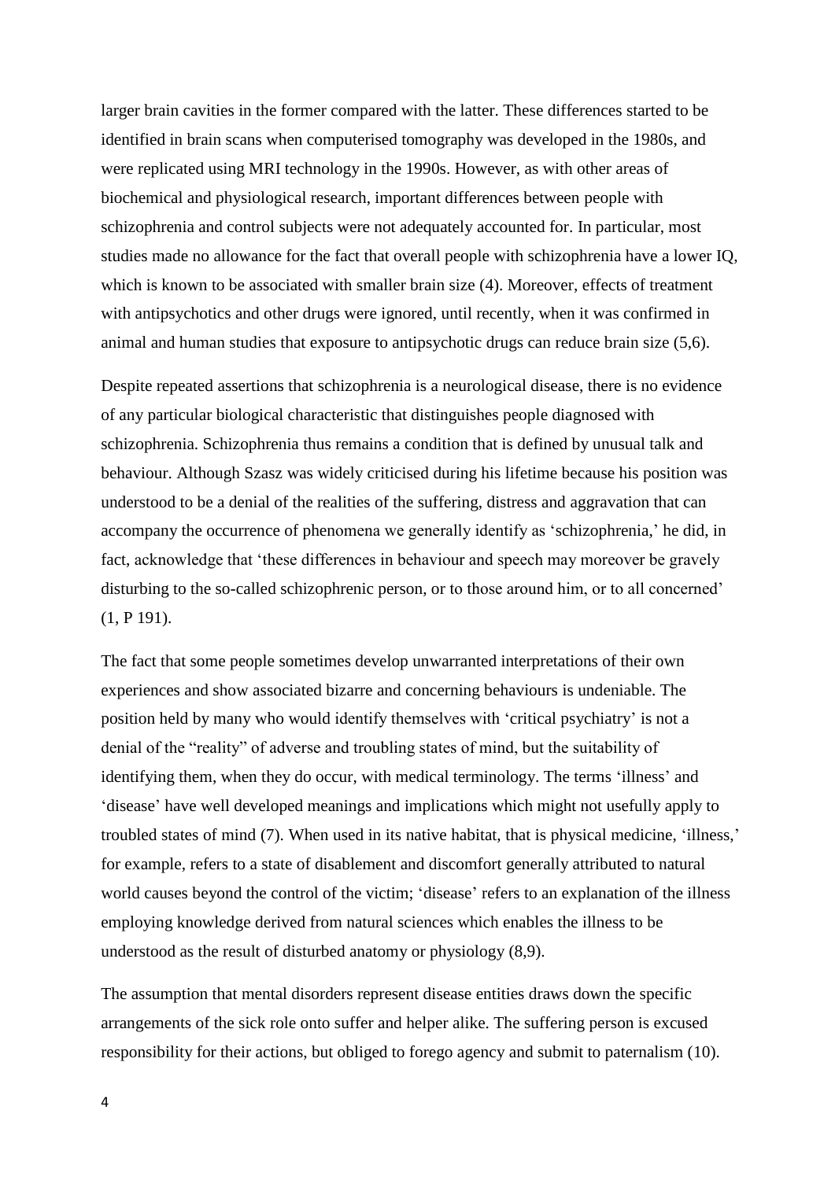larger brain cavities in the former compared with the latter. These differences started to be identified in brain scans when computerised tomography was developed in the 1980s, and were replicated using MRI technology in the 1990s. However, as with other areas of biochemical and physiological research, important differences between people with schizophrenia and control subjects were not adequately accounted for. In particular, most studies made no allowance for the fact that overall people with schizophrenia have a lower IQ, which is known to be associated with smaller brain size (4). Moreover, effects of treatment with antipsychotics and other drugs were ignored, until recently, when it was confirmed in animal and human studies that exposure to antipsychotic drugs can reduce brain size (5,6).

Despite repeated assertions that schizophrenia is a neurological disease, there is no evidence of any particular biological characteristic that distinguishes people diagnosed with schizophrenia. Schizophrenia thus remains a condition that is defined by unusual talk and behaviour. Although Szasz was widely criticised during his lifetime because his position was understood to be a denial of the realities of the suffering, distress and aggravation that can accompany the occurrence of phenomena we generally identify as 'schizophrenia,' he did, in fact, acknowledge that 'these differences in behaviour and speech may moreover be gravely disturbing to the so-called schizophrenic person, or to those around him, or to all concerned' (1, P 191).

The fact that some people sometimes develop unwarranted interpretations of their own experiences and show associated bizarre and concerning behaviours is undeniable. The position held by many who would identify themselves with 'critical psychiatry' is not a denial of the "reality" of adverse and troubling states of mind, but the suitability of identifying them, when they do occur, with medical terminology. The terms 'illness' and 'disease' have well developed meanings and implications which might not usefully apply to troubled states of mind (7). When used in its native habitat, that is physical medicine, 'illness,' for example, refers to a state of disablement and discomfort generally attributed to natural world causes beyond the control of the victim; 'disease' refers to an explanation of the illness employing knowledge derived from natural sciences which enables the illness to be understood as the result of disturbed anatomy or physiology (8,9).

The assumption that mental disorders represent disease entities draws down the specific arrangements of the sick role onto suffer and helper alike. The suffering person is excused responsibility for their actions, but obliged to forego agency and submit to paternalism (10).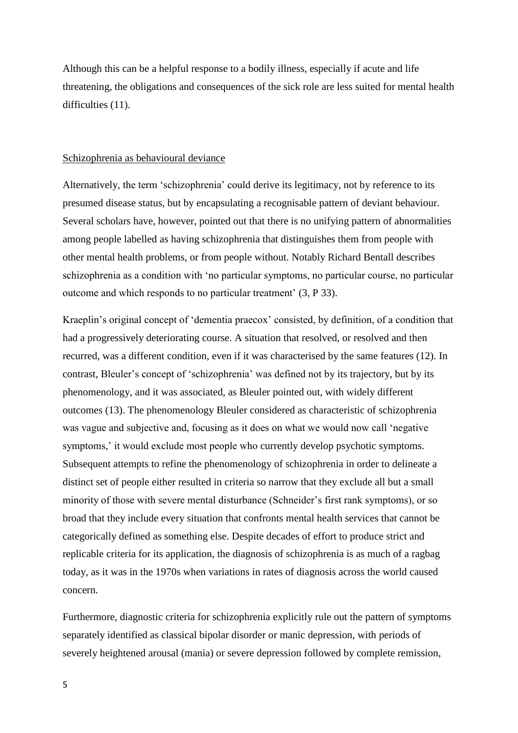Although this can be a helpful response to a bodily illness, especially if acute and life threatening, the obligations and consequences of the sick role are less suited for mental health difficulties (11).

## Schizophrenia as behavioural deviance

Alternatively, the term 'schizophrenia' could derive its legitimacy, not by reference to its presumed disease status, but by encapsulating a recognisable pattern of deviant behaviour. Several scholars have, however, pointed out that there is no unifying pattern of abnormalities among people labelled as having schizophrenia that distinguishes them from people with other mental health problems, or from people without. Notably Richard Bentall describes schizophrenia as a condition with 'no particular symptoms, no particular course, no particular outcome and which responds to no particular treatment' (3, P 33).

Kraeplin's original concept of 'dementia praecox' consisted, by definition, of a condition that had a progressively deteriorating course. A situation that resolved, or resolved and then recurred, was a different condition, even if it was characterised by the same features (12). In contrast, Bleuler's concept of 'schizophrenia' was defined not by its trajectory, but by its phenomenology, and it was associated, as Bleuler pointed out, with widely different outcomes (13). The phenomenology Bleuler considered as characteristic of schizophrenia was vague and subjective and, focusing as it does on what we would now call 'negative symptoms,' it would exclude most people who currently develop psychotic symptoms. Subsequent attempts to refine the phenomenology of schizophrenia in order to delineate a distinct set of people either resulted in criteria so narrow that they exclude all but a small minority of those with severe mental disturbance (Schneider's first rank symptoms), or so broad that they include every situation that confronts mental health services that cannot be categorically defined as something else. Despite decades of effort to produce strict and replicable criteria for its application, the diagnosis of schizophrenia is as much of a ragbag today, as it was in the 1970s when variations in rates of diagnosis across the world caused concern.

Furthermore, diagnostic criteria for schizophrenia explicitly rule out the pattern of symptoms separately identified as classical bipolar disorder or manic depression, with periods of severely heightened arousal (mania) or severe depression followed by complete remission,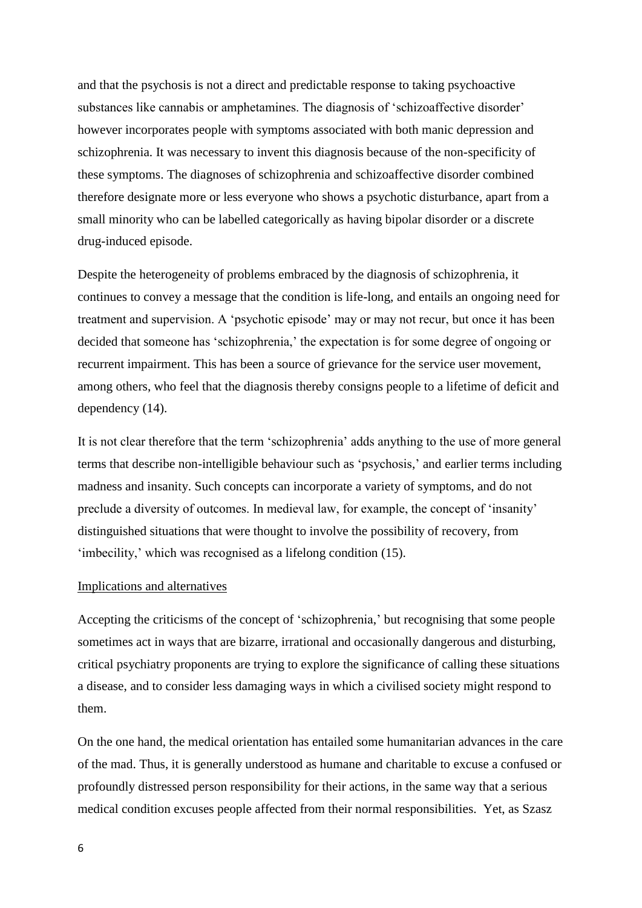and that the psychosis is not a direct and predictable response to taking psychoactive substances like cannabis or amphetamines. The diagnosis of 'schizoaffective disorder' however incorporates people with symptoms associated with both manic depression and schizophrenia. It was necessary to invent this diagnosis because of the non-specificity of these symptoms. The diagnoses of schizophrenia and schizoaffective disorder combined therefore designate more or less everyone who shows a psychotic disturbance, apart from a small minority who can be labelled categorically as having bipolar disorder or a discrete drug-induced episode.

Despite the heterogeneity of problems embraced by the diagnosis of schizophrenia, it continues to convey a message that the condition is life-long, and entails an ongoing need for treatment and supervision. A 'psychotic episode' may or may not recur, but once it has been decided that someone has 'schizophrenia,' the expectation is for some degree of ongoing or recurrent impairment. This has been a source of grievance for the service user movement, among others, who feel that the diagnosis thereby consigns people to a lifetime of deficit and dependency (14).

It is not clear therefore that the term 'schizophrenia' adds anything to the use of more general terms that describe non-intelligible behaviour such as 'psychosis,' and earlier terms including madness and insanity. Such concepts can incorporate a variety of symptoms, and do not preclude a diversity of outcomes. In medieval law, for example, the concept of 'insanity' distinguished situations that were thought to involve the possibility of recovery, from 'imbecility,' which was recognised as a lifelong condition (15).

## Implications and alternatives

Accepting the criticisms of the concept of 'schizophrenia,' but recognising that some people sometimes act in ways that are bizarre, irrational and occasionally dangerous and disturbing, critical psychiatry proponents are trying to explore the significance of calling these situations a disease, and to consider less damaging ways in which a civilised society might respond to them.

On the one hand, the medical orientation has entailed some humanitarian advances in the care of the mad. Thus, it is generally understood as humane and charitable to excuse a confused or profoundly distressed person responsibility for their actions, in the same way that a serious medical condition excuses people affected from their normal responsibilities. Yet, as Szasz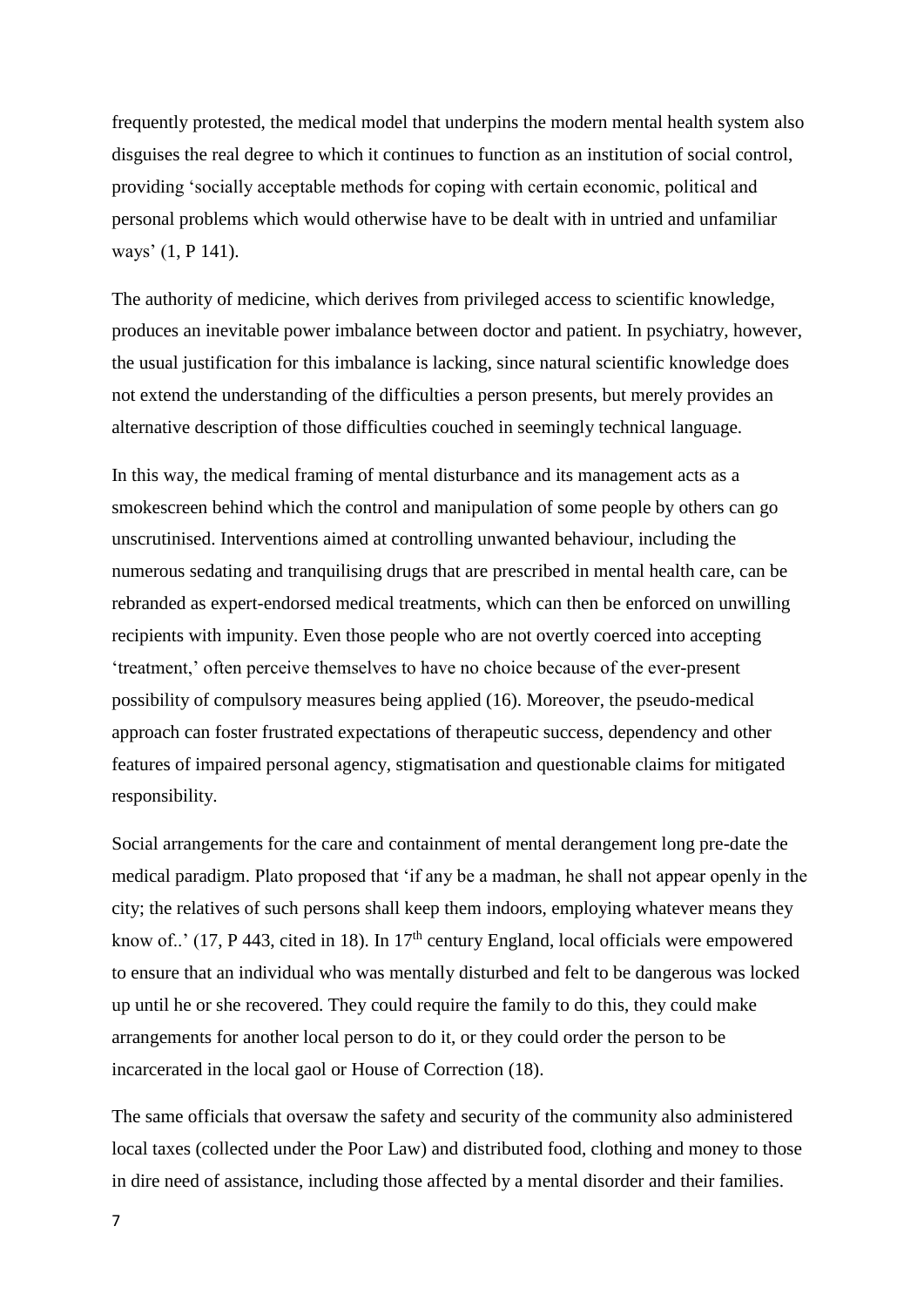frequently protested, the medical model that underpins the modern mental health system also disguises the real degree to which it continues to function as an institution of social control, providing 'socially acceptable methods for coping with certain economic, political and personal problems which would otherwise have to be dealt with in untried and unfamiliar ways' (1, P 141).

The authority of medicine, which derives from privileged access to scientific knowledge, produces an inevitable power imbalance between doctor and patient. In psychiatry, however, the usual justification for this imbalance is lacking, since natural scientific knowledge does not extend the understanding of the difficulties a person presents, but merely provides an alternative description of those difficulties couched in seemingly technical language.

In this way, the medical framing of mental disturbance and its management acts as a smokescreen behind which the control and manipulation of some people by others can go unscrutinised. Interventions aimed at controlling unwanted behaviour, including the numerous sedating and tranquilising drugs that are prescribed in mental health care, can be rebranded as expert-endorsed medical treatments, which can then be enforced on unwilling recipients with impunity. Even those people who are not overtly coerced into accepting 'treatment,' often perceive themselves to have no choice because of the ever-present possibility of compulsory measures being applied (16). Moreover, the pseudo-medical approach can foster frustrated expectations of therapeutic success, dependency and other features of impaired personal agency, stigmatisation and questionable claims for mitigated responsibility.

Social arrangements for the care and containment of mental derangement long pre-date the medical paradigm. Plato proposed that 'if any be a madman, he shall not appear openly in the city; the relatives of such persons shall keep them indoors, employing whatever means they know of..' (17, P 443, cited in 18). In 17th century England, local officials were empowered to ensure that an individual who was mentally disturbed and felt to be dangerous was locked up until he or she recovered. They could require the family to do this, they could make arrangements for another local person to do it, or they could order the person to be incarcerated in the local gaol or House of Correction (18).

The same officials that oversaw the safety and security of the community also administered local taxes (collected under the Poor Law) and distributed food, clothing and money to those in dire need of assistance, including those affected by a mental disorder and their families.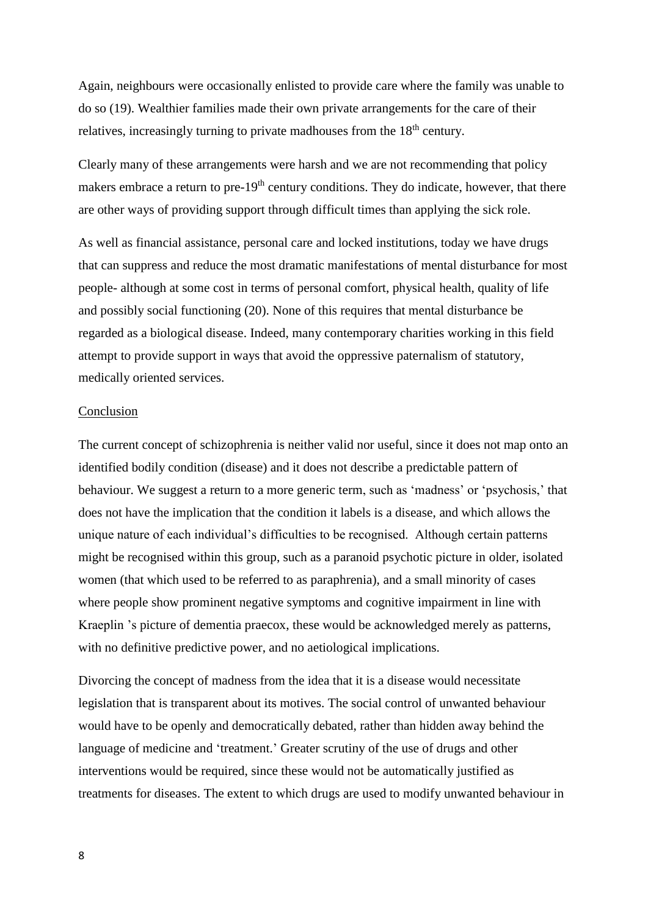Again, neighbours were occasionally enlisted to provide care where the family was unable to do so (19). Wealthier families made their own private arrangements for the care of their relatives, increasingly turning to private madhouses from the 18th century.

Clearly many of these arrangements were harsh and we are not recommending that policy makers embrace a return to pre-19th century conditions. They do indicate, however, that there are other ways of providing support through difficult times than applying the sick role.

As well as financial assistance, personal care and locked institutions, today we have drugs that can suppress and reduce the most dramatic manifestations of mental disturbance for most people- although at some cost in terms of personal comfort, physical health, quality of life and possibly social functioning (20). None of this requires that mental disturbance be regarded as a biological disease. Indeed, many contemporary charities working in this field attempt to provide support in ways that avoid the oppressive paternalism of statutory, medically oriented services.

## Conclusion

The current concept of schizophrenia is neither valid nor useful, since it does not map onto an identified bodily condition (disease) and it does not describe a predictable pattern of behaviour. We suggest a return to a more generic term, such as 'madness' or 'psychosis,' that does not have the implication that the condition it labels is a disease, and which allows the unique nature of each individual's difficulties to be recognised. Although certain patterns might be recognised within this group, such as a paranoid psychotic picture in older, isolated women (that which used to be referred to as paraphrenia), and a small minority of cases where people show prominent negative symptoms and cognitive impairment in line with Kraeplin 's picture of dementia praecox, these would be acknowledged merely as patterns, with no definitive predictive power, and no aetiological implications.

Divorcing the concept of madness from the idea that it is a disease would necessitate legislation that is transparent about its motives. The social control of unwanted behaviour would have to be openly and democratically debated, rather than hidden away behind the language of medicine and 'treatment.' Greater scrutiny of the use of drugs and other interventions would be required, since these would not be automatically justified as treatments for diseases. The extent to which drugs are used to modify unwanted behaviour in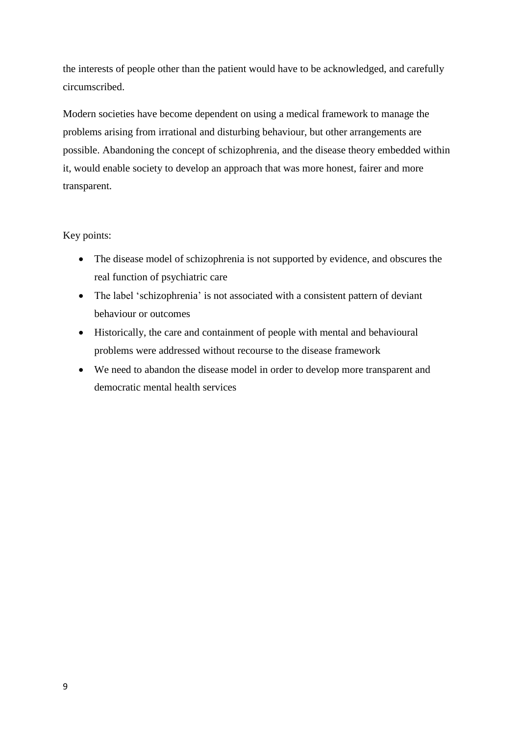the interests of people other than the patient would have to be acknowledged, and carefully circumscribed.

Modern societies have become dependent on using a medical framework to manage the problems arising from irrational and disturbing behaviour, but other arrangements are possible. Abandoning the concept of schizophrenia, and the disease theory embedded within it, would enable society to develop an approach that was more honest, fairer and more transparent.

Key points:

- The disease model of schizophrenia is not supported by evidence, and obscures the real function of psychiatric care
- The label 'schizophrenia' is not associated with a consistent pattern of deviant behaviour or outcomes
- Historically, the care and containment of people with mental and behavioural problems were addressed without recourse to the disease framework
- We need to abandon the disease model in order to develop more transparent and democratic mental health services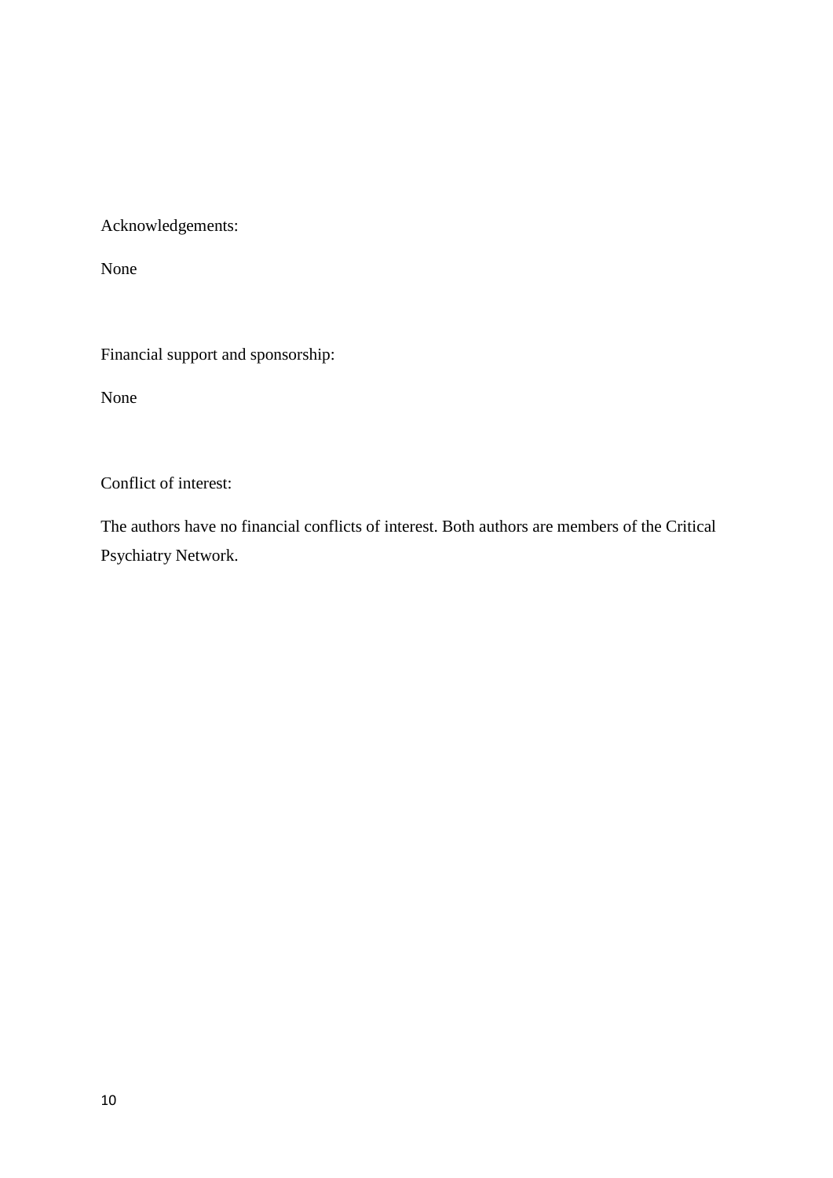Acknowledgements:

None

Financial support and sponsorship:

None

Conflict of interest:

The authors have no financial conflicts of interest. Both authors are members of the Critical Psychiatry Network.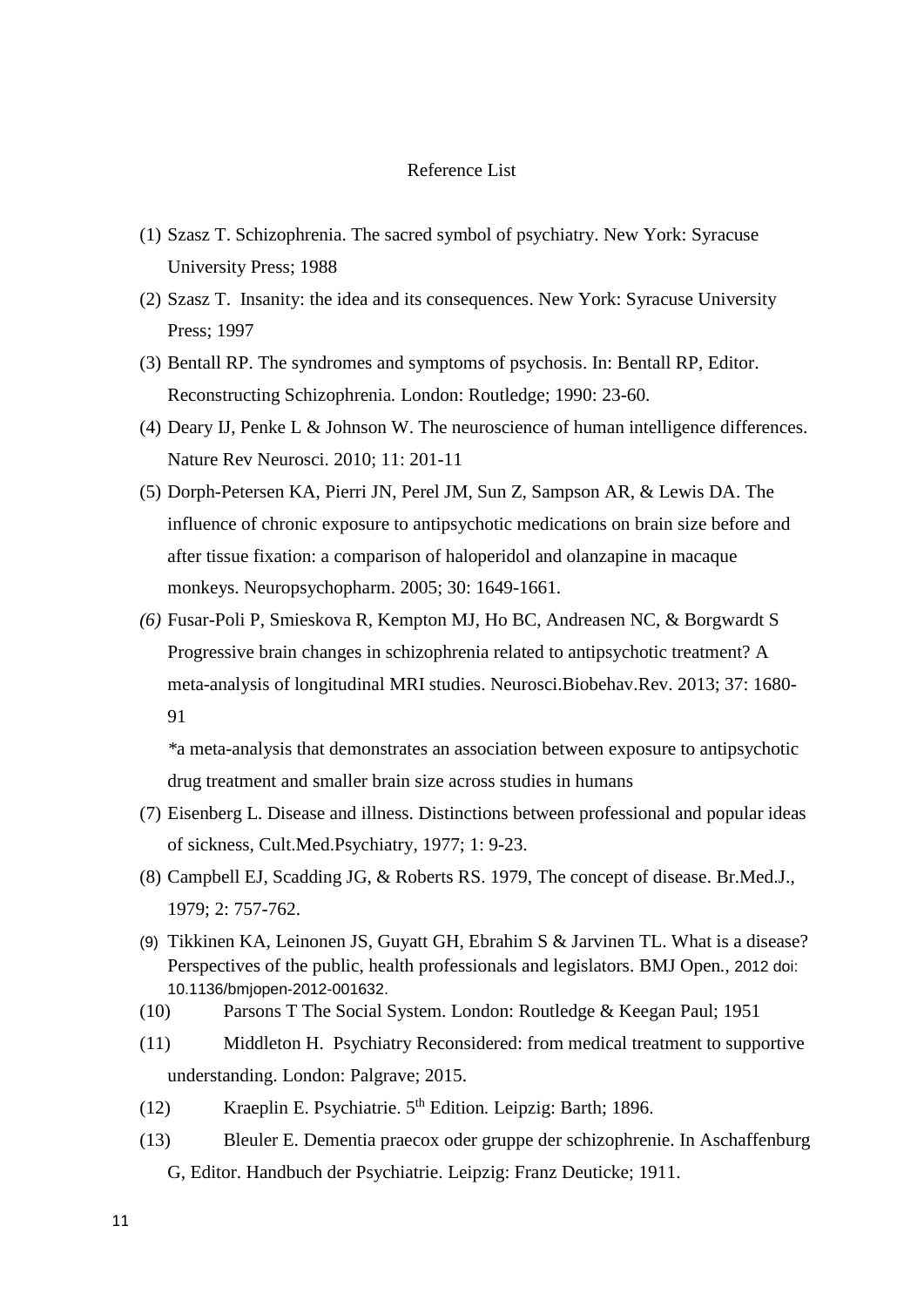# Reference List

(1) Szasz T. Schizophrenia. The sacred symbol of psychiatry. New York: Syracuse University Press; 1988

(2) Szasz T. Insanity: the idea and its consequences. New York: Syracuse University Press; 1997

(3) Bentall RP. The syndromes and symptoms of psychosis. In: Bentall RP, Editor. Reconstructing Schizophrenia. London: Routledge; 1990: 23-60.

(4) Deary IJ, Penke L & Johnson W. The neuroscience of human intelligence differences. Nature Rev Neurosci. 2010; 11: 201-11

(5) Dorph-Petersen KA, Pierri JN, Perel JM, Sun Z, Sampson AR, & Lewis DA. The influence of chronic exposure to antipsychotic medications on brain size before and after tissue fixation: a comparison of haloperidol and olanzapine in macaque monkeys. Neuropsychopharm. 2005; 30: 1649-1661.

*(6)* Fusar-Poli P, Smieskova R, Kempton MJ, Ho BC, Andreasen NC, & Borgwardt S Progressive brain changes in schizophrenia related to antipsychotic treatment? A meta-analysis of longitudinal MRI studies. Neurosci.Biobehav.Rev. 2013; 37: 1680-91

*\*a meta-analysis that demonstrates an association between exposure to antipsychotic drug treatment and smaller brain size across studies in humans*

(7) Eisenberg L. Disease and illness. Distinctions between professional and popular ideas of sickness, Cult.Med.Psychiatry, 1977; 1: 9-23.

(8) Campbell EJ, Scadding JG, & Roberts RS. 1979, The concept of disease. Br.Med.J., 1979; 2: 757-762.

(9) Tikkinen KA, Leinonen JS, Guyatt GH, Ebrahim S & Jarvinen TL. What is a disease? Perspectives of the public, health professionals and legislators. BMJ Open., 2012 doi: 10.1136/bmjopen-2012-001632.

(10) Parsons T The Social System. London: Routledge & Keegan Paul; 1951

(11) Middleton H. Psychiatry Reconsidered: from medical treatment to supportive understanding. London: Palgrave; 2015.

(12) Kraeplin E. Psychiatrie. 5th Edition. Leipzig: Barth; 1896.

(13) Bleuler E. Dementia praecox oder gruppe der schizophrenie. In Aschaffenburg G, Editor. Handbuch der Psychiatrie. Leipzig: Franz Deuticke; 1911.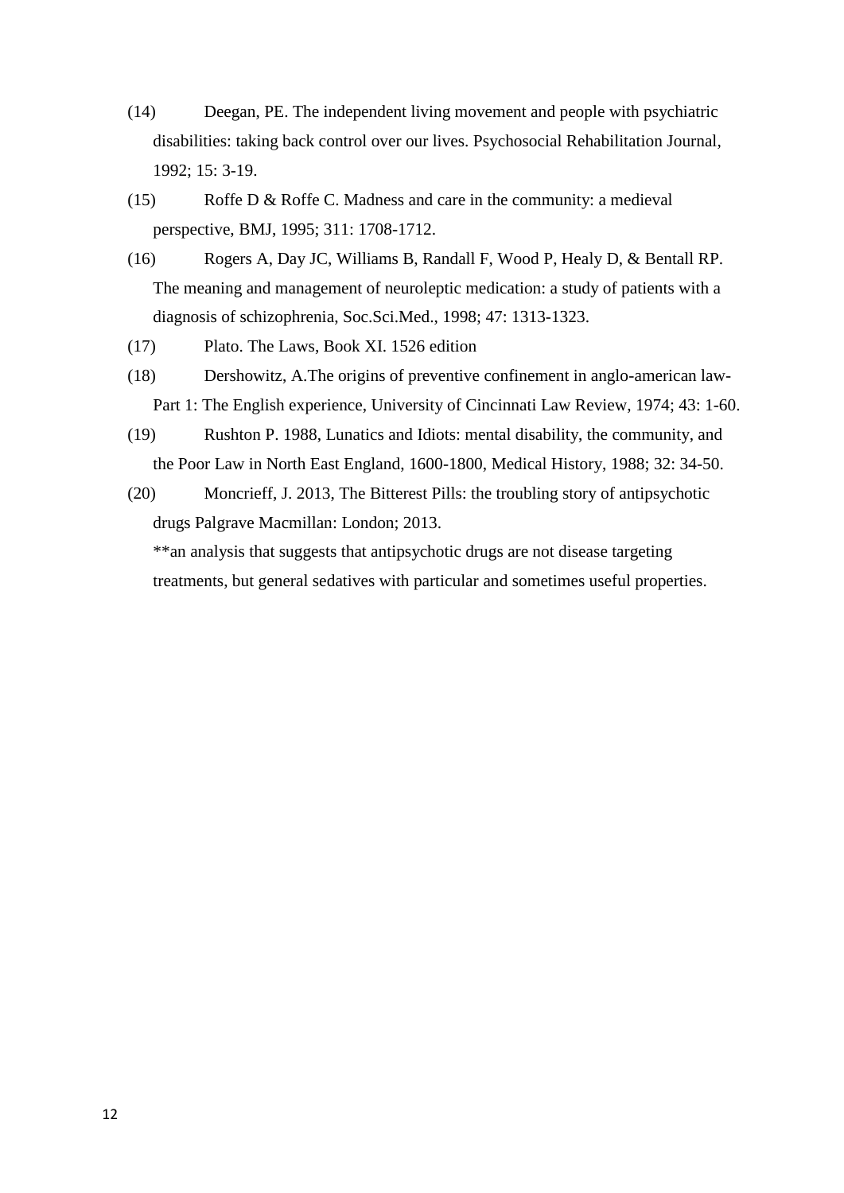(14) Deegan, PE. The independent living movement and people with psychiatric disabilities: taking back control over our lives. Psychosocial Rehabilitation Journal, 1992; 15: 3-19.

(15) Roffe D & Roffe C. Madness and care in the community: a medieval perspective, BMJ, 1995; 311: 1708-1712.

(16) Rogers A, Day JC, Williams B, Randall F, Wood P, Healy D, & Bentall RP. The meaning and management of neuroleptic medication: a study of patients with a diagnosis of schizophrenia, Soc.Sci.Med., 1998; 47: 1313-1323.

(17) Plato. The Laws, Book XI. 1526 edition

(18) Dershowitz, A.The origins of preventive confinement in anglo-american law-Part 1: The English experience, University of Cincinnati Law Review, 1974; 43: 1-60.

(19) Rushton P. 1988, Lunatics and Idiots: mental disability, the community, and the Poor Law in North East England, 1600-1800, Medical History, 1988; 32: 34-50.

(20) Moncrieff, J. 2013, The Bitterest Pills: the troubling story of antipsychotic drugs Palgrave Macmillan: London; 2013.
**an analysis that suggests that antipsychotic drugs are not disease targeting treatments, but general sedatives with particular and sometimes useful properties.